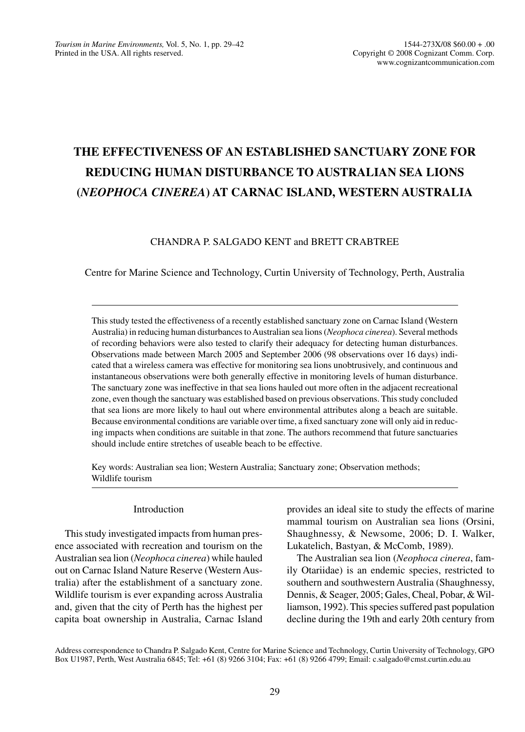# THE EFFECTIVENESS OF AN ESTABLISHED SANCTUARY ZONE FOR REDUCING HUMAN DISTURBANCE TO AUSTRALIAN SEA LIONS (*NEOPHOCA CINEREA*) AT CARNAC ISLAND, WESTERN AUSTRALIA

CHANDRA P. SALGADO KENT and BRETT CRABTREE

Centre for Marine Science and Technology, Curtin University of Technology, Perth, Australia

This study tested the effectiveness of a recently established sanctuary zone on Carnac Island (Western Australia) in reducing human disturbances to Australian sea lions (*Neophoca cinerea*). Several methods of recording behaviors were also tested to clarify their adequacy for detecting human disturbances. Observations made between March 2005 and September 2006 (98 observations over 16 days) indicated that a wireless camera was effective for monitoring sea lions unobtrusively, and continuous and instantaneous observations were both generally effective in monitoring levels of human disturbance. The sanctuary zone was ineffective in that sea lions hauled out more often in the adjacent recreational zone, even though the sanctuary was established based on previous observations. This study concluded that sea lions are more likely to haul out where environmental attributes along a beach are suitable. Because environmental conditions are variable over time, a fixed sanctuary zone will only aid in reducing impacts when conditions are suitable in that zone. The authors recommend that future sanctuaries should include entire stretches of useable beach to be effective.

Key words: Australian sea lion; Western Australia; Sanctuary zone; Observation methods; Wildlife tourism

## Introduction

This study investigated impacts from human presence associated with recreation and tourism on the Australian sea lion (*Neophoca cinerea*) while hauled out on Carnac Island Nature Reserve (Western Australia) after the establishment of a sanctuary zone. Wildlife tourism is ever expanding across Australia and, given that the city of Perth has the highest per capita boat ownership in Australia, Carnac Island provides an ideal site to study the effects of marine mammal tourism on Australian sea lions (Orsini, Shaughnessy, & Newsome, 2006; D. I. Walker, Lukatelich, Bastyan, & McComb, 1989).

The Australian sea lion (*Neophoca cinerea*, family Otariidae) is an endemic species, restricted to southern and southwestern Australia (Shaughnessy, Dennis, & Seager, 2005; Gales, Cheal, Pobar, & Williamson, 1992). This species suffered past population decline during the 19th and early 20th century from

Address correspondence to Chandra P. Salgado Kent, Centre for Marine Science and Technology, Curtin University of Technology, GPO Box U1987, Perth, West Australia 6845; Tel: +61 (8) 9266 3104; Fax: +61 (8) 9266 4799; Email: c.salgado@cmst.curtin.edu.au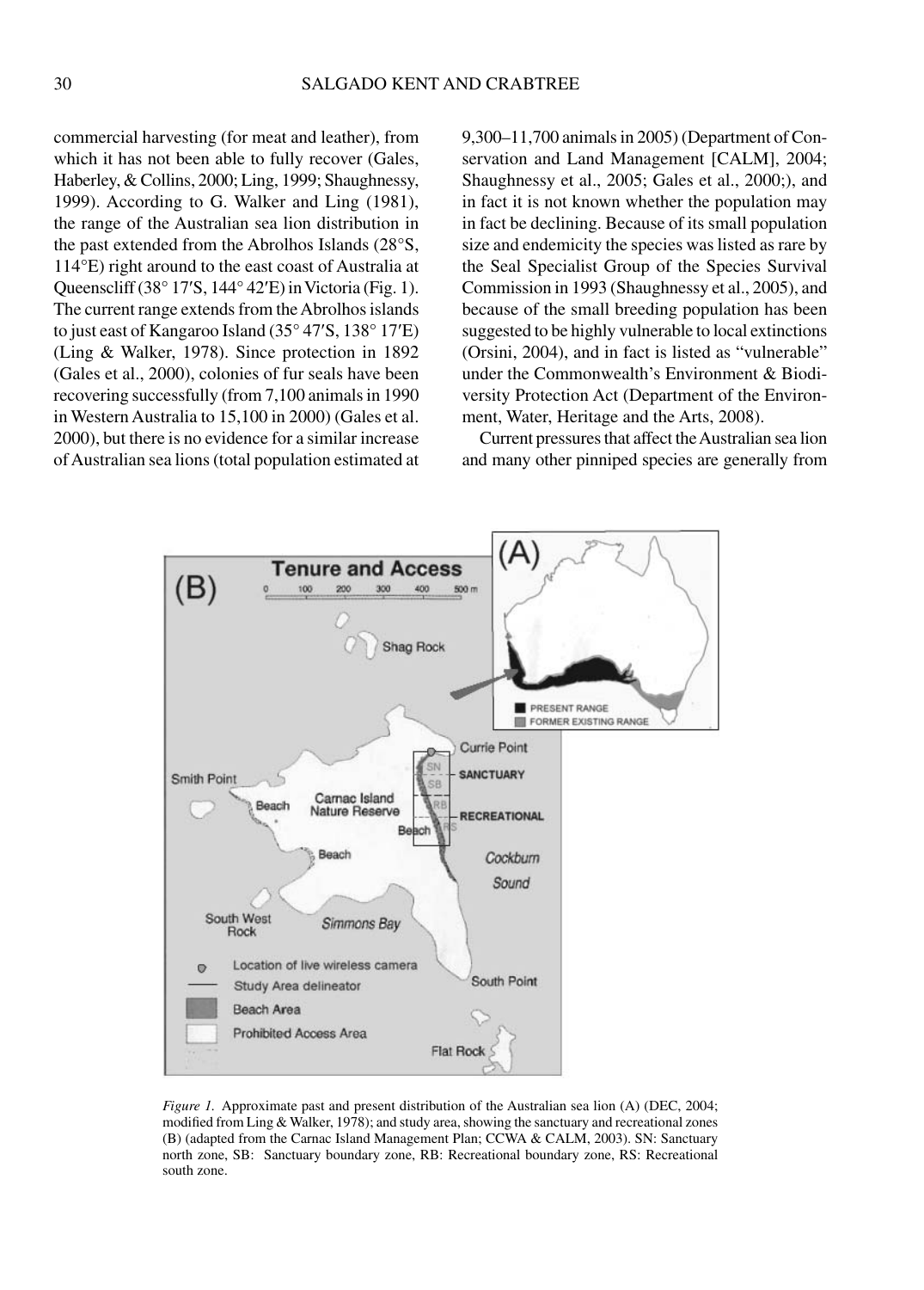commercial harvesting (for meat and leather), from which it has not been able to fully recover (Gales, Haberley, & Collins, 2000; Ling, 1999; Shaughnessy, 1999). According to G. Walker and Ling (1981), the range of the Australian sea lion distribution in the past extended from the Abrolhos Islands (28°S, 114°E) right around to the east coast of Australia at Queenscliff (38° 17′S, 144° 42′E) in Victoria (Fig. 1). The current range extends from the Abrolhos islands to just east of Kangaroo Island (35° 47′S, 138° 17′E) (Ling & Walker, 1978). Since protection in 1892 (Gales et al., 2000), colonies of fur seals have been recovering successfully (from 7,100 animals in 1990 in Western Australia to 15,100 in 2000) (Gales et al. 2000), but there is no evidence for a similar increase of Australian sea lions (total population estimated at 9,300–11,700 animals in 2005) (Department of Conservation and Land Management [CALM], 2004; Shaughnessy et al., 2005; Gales et al., 2000;), and in fact it is not known whether the population may in fact be declining. Because of its small population size and endemicity the species was listed as rare by the Seal Specialist Group of the Species Survival Commission in 1993 (Shaughnessy et al., 2005), and because of the small breeding population has been suggested to be highly vulnerable to local extinctions (Orsini, 2004), and in fact is listed as "vulnerable" under the Commonwealth's Environment & Biodiversity Protection Act (Department of the Environment, Water, Heritage and the Arts, 2008).

Current pressures that affect the Australian sea lion and many other pinniped species are generally from

*Figure 1.* Approximate past and present distribution of the Australian sea lion (A) (DEC, 2004; modified from Ling & Walker, 1978); and study area, showing the sanctuary and recreational zones (B) (adapted from the Carnac Island Management Plan; CCWA & CALM, 2003). SN: Sanctuary north zone, SB: Sanctuary boundary zone, RB: Recreational boundary zone, RS: Recreational south zone.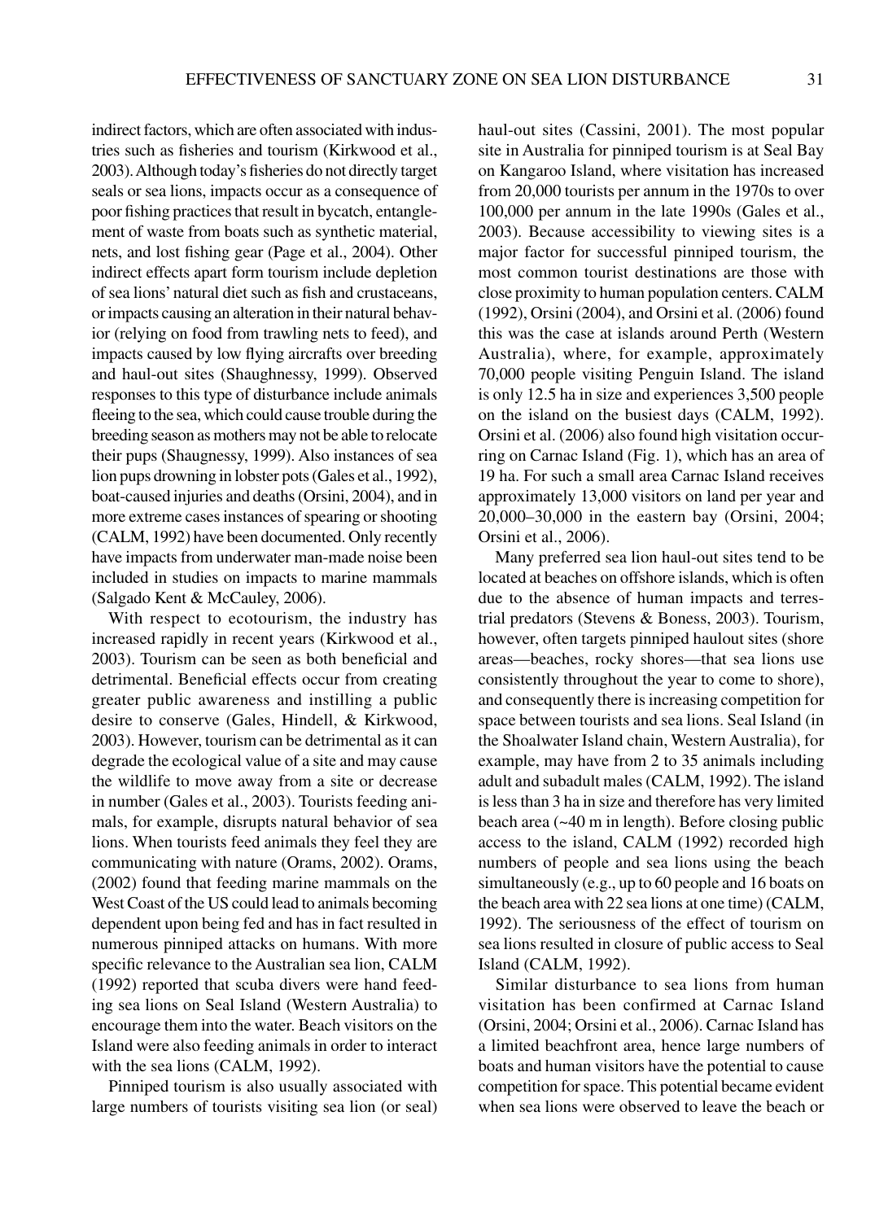indirect factors, which are often associated with industries such as fisheries and tourism (Kirkwood et al., 2003). Although today's fisheries do not directly target seals or sea lions, impacts occur as a consequence of poor fishing practices that result in bycatch, entanglement of waste from boats such as synthetic material, nets, and lost fishing gear (Page et al., 2004). Other indirect effects apart form tourism include depletion of sea lions' natural diet such as fish and crustaceans, or impacts causing an alteration in their natural behavior (relying on food from trawling nets to feed), and impacts caused by low flying aircrafts over breeding and haul-out sites (Shaughnessy, 1999). Observed responses to this type of disturbance include animals fleeing to the sea, which could cause trouble during the breeding season as mothers may not be able to relocate their pups (Shaugnessy, 1999). Also instances of sea lion pups drowning in lobster pots (Gales et al., 1992), boat-caused injuries and deaths (Orsini, 2004), and in more extreme cases instances of spearing or shooting (CALM, 1992) have been documented. Only recently have impacts from underwater man-made noise been included in studies on impacts to marine mammals (Salgado Kent & McCauley, 2006).

With respect to ecotourism, the industry has increased rapidly in recent years (Kirkwood et al., 2003). Tourism can be seen as both beneficial and detrimental. Beneficial effects occur from creating greater public awareness and instilling a public desire to conserve (Gales, Hindell, & Kirkwood, 2003). However, tourism can be detrimental as it can degrade the ecological value of a site and may cause the wildlife to move away from a site or decrease in number (Gales et al., 2003). Tourists feeding animals, for example, disrupts natural behavior of sea lions. When tourists feed animals they feel they are communicating with nature (Orams, 2002). Orams, (2002) found that feeding marine mammals on the West Coast of the US could lead to animals becoming dependent upon being fed and has in fact resulted in numerous pinniped attacks on humans. With more specific relevance to the Australian sea lion, CALM (1992) reported that scuba divers were hand feeding sea lions on Seal Island (Western Australia) to encourage them into the water. Beach visitors on the Island were also feeding animals in order to interact with the sea lions (CALM, 1992).

Pinniped tourism is also usually associated with large numbers of tourists visiting sea lion (or seal) haul-out sites (Cassini, 2001). The most popular site in Australia for pinniped tourism is at Seal Bay on Kangaroo Island, where visitation has increased from 20,000 tourists per annum in the 1970s to over 100,000 per annum in the late 1990s (Gales et al., 2003). Because accessibility to viewing sites is a major factor for successful pinniped tourism, the most common tourist destinations are those with close proximity to human population centers. CALM (1992), Orsini (2004), and Orsini et al. (2006) found this was the case at islands around Perth (Western Australia), where, for example, approximately 70,000 people visiting Penguin Island. The island is only 12.5 ha in size and experiences 3,500 people on the island on the busiest days (CALM, 1992). Orsini et al. (2006) also found high visitation occurring on Carnac Island (Fig. 1), which has an area of 19 ha. For such a small area Carnac Island receives approximately 13,000 visitors on land per year and 20,000–30,000 in the eastern bay (Orsini, 2004; Orsini et al., 2006).

Many preferred sea lion haul-out sites tend to be located at beaches on offshore islands, which is often due to the absence of human impacts and terrestrial predators (Stevens & Boness, 2003). Tourism, however, often targets pinniped haulout sites (shore areas—beaches, rocky shores—that sea lions use consistently throughout the year to come to shore), and consequently there is increasing competition for space between tourists and sea lions. Seal Island (in the Shoalwater Island chain, Western Australia), for example, may have from 2 to 35 animals including adult and subadult males (CALM, 1992). The island is less than 3 ha in size and therefore has very limited beach area (~40 m in length). Before closing public access to the island, CALM (1992) recorded high numbers of people and sea lions using the beach simultaneously (e.g., up to 60 people and 16 boats on the beach area with 22 sea lions at one time) (CALM, 1992). The seriousness of the effect of tourism on sea lions resulted in closure of public access to Seal Island (CALM, 1992).

Similar disturbance to sea lions from human visitation has been confirmed at Carnac Island (Orsini, 2004; Orsini et al., 2006). Carnac Island has a limited beachfront area, hence large numbers of boats and human visitors have the potential to cause competition for space. This potential became evident when sea lions were observed to leave the beach or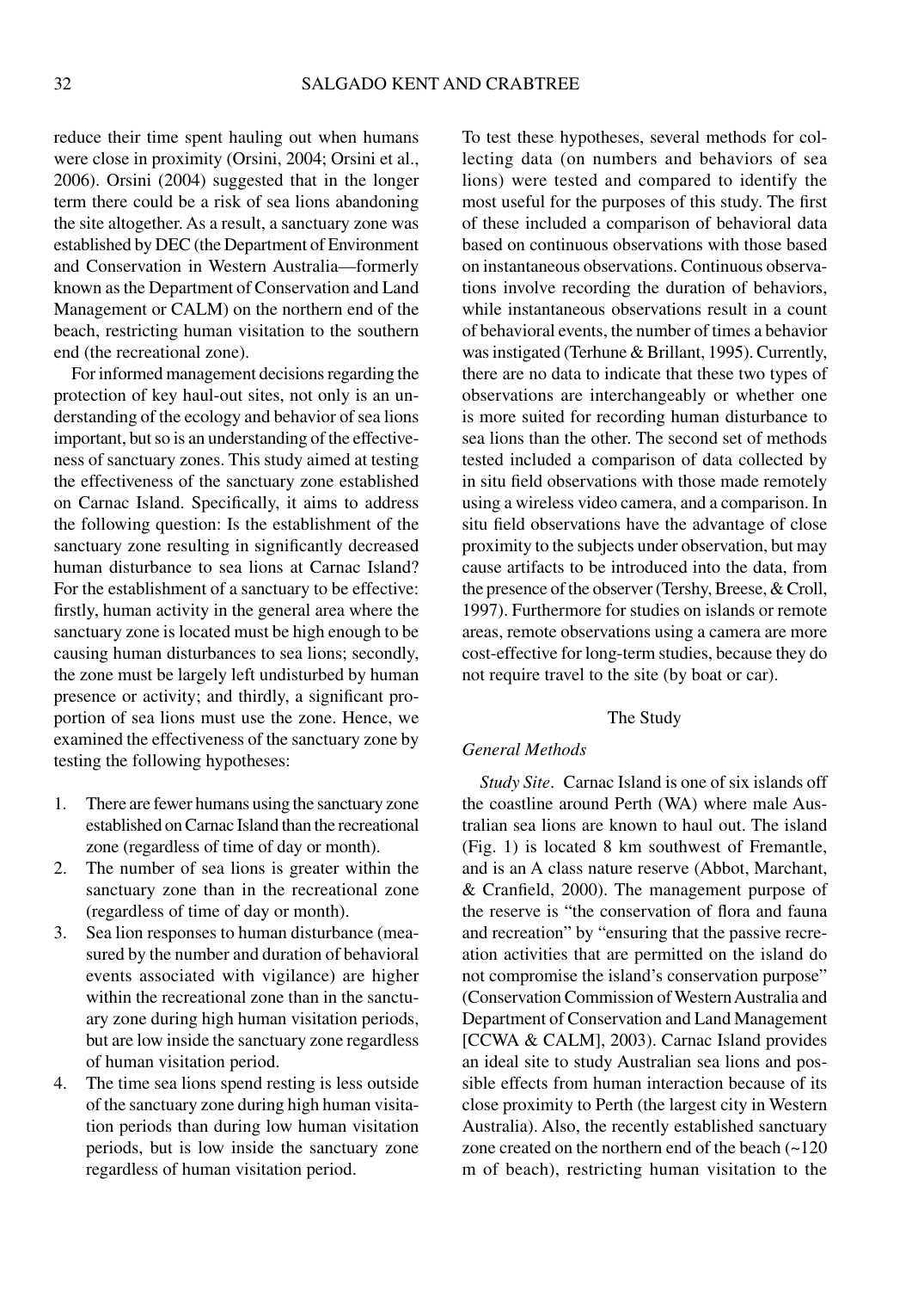reduce their time spent hauling out when humans were close in proximity (Orsini, 2004; Orsini et al., 2006). Orsini (2004) suggested that in the longer term there could be a risk of sea lions abandoning the site altogether. As a result, a sanctuary zone was established by DEC (the Department of Environment and Conservation in Western Australia—formerly known as the Department of Conservation and Land Management or CALM) on the northern end of the beach, restricting human visitation to the southern end (the recreational zone).

For informed management decisions regarding the protection of key haul-out sites, not only is an understanding of the ecology and behavior of sea lions important, but so is an understanding of the effectiveness of sanctuary zones. This study aimed at testing the effectiveness of the sanctuary zone established on Carnac Island. Specifically, it aims to address the following question: Is the establishment of the sanctuary zone resulting in significantly decreased human disturbance to sea lions at Carnac Island? For the establishment of a sanctuary to be effective: firstly, human activity in the general area where the sanctuary zone is located must be high enough to be causing human disturbances to sea lions; secondly, the zone must be largely left undisturbed by human presence or activity; and thirdly, a significant proportion of sea lions must use the zone. Hence, we examined the effectiveness of the sanctuary zone by testing the following hypotheses:

1. There are fewer humans using the sanctuary zone established on Carnac Island than the recreational zone (regardless of time of day or month).
2. The number of sea lions is greater within the sanctuary zone than in the recreational zone (regardless of time of day or month).
3. Sea lion responses to human disturbance (measured by the number and duration of behavioral events associated with vigilance) are higher within the recreational zone than in the sanctuary zone during high human visitation periods, but are low inside the sanctuary zone regardless of human visitation period.
4. The time sea lions spend resting is less outside of the sanctuary zone during high human visitation periods than during low human visitation periods, but is low inside the sanctuary zone regardless of human visitation period.

To test these hypotheses, several methods for collecting data (on numbers and behaviors of sea lions) were tested and compared to identify the most useful for the purposes of this study. The first of these included a comparison of behavioral data based on continuous observations with those based on instantaneous observations. Continuous observations involve recording the duration of behaviors, while instantaneous observations result in a count of behavioral events, the number of times a behavior was instigated (Terhune & Brillant, 1995). Currently, there are no data to indicate that these two types of observations are interchangeably or whether one is more suited for recording human disturbance to sea lions than the other. The second set of methods tested included a comparison of data collected by in situ field observations with those made remotely using a wireless video camera, and a comparison. In situ field observations have the advantage of close proximity to the subjects under observation, but may cause artifacts to be introduced into the data, from the presence of the observer (Tershy, Breese, & Croll, 1997). Furthermore for studies on islands or remote areas, remote observations using a camera are more cost-effective for long-term studies, because they do not require travel to the site (by boat or car).

## The Study

### *General Methods*

*Study Site*. Carnac Island is one of six islands off the coastline around Perth (WA) where male Australian sea lions are known to haul out. The island (Fig. 1) is located 8 km southwest of Fremantle, and is an A class nature reserve (Abbot, Marchant, & Cranfield, 2000). The management purpose of the reserve is "the conservation of flora and fauna and recreation" by "ensuring that the passive recreation activities that are permitted on the island do not compromise the island's conservation purpose" (Conservation Commission of Western Australia and Department of Conservation and Land Management [CCWA & CALM], 2003). Carnac Island provides an ideal site to study Australian sea lions and possible effects from human interaction because of its close proximity to Perth (the largest city in Western Australia). Also, the recently established sanctuary zone created on the northern end of the beach (~120 m of beach), restricting human visitation to the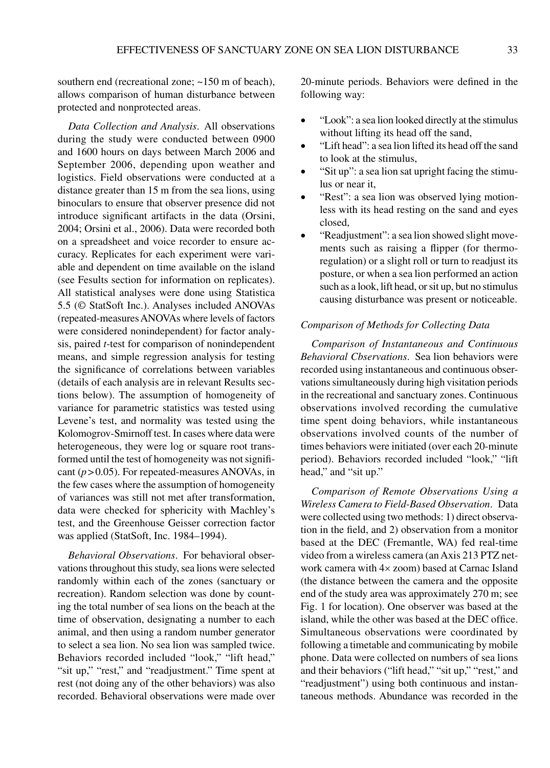southern end (recreational zone; ~150 m of beach), allows comparison of human disturbance between protected and nonprotected areas.

*Data Collection and Analysis*. All observations during the study were conducted between 0900 and 1600 hours on days between March 2006 and September 2006, depending upon weather and logistics. Field observations were conducted at a distance greater than 15 m from the sea lions, using binoculars to ensure that observer presence did not introduce significant artifacts in the data (Orsini, 2004; Orsini et al., 2006). Data were recorded both on a spreadsheet and voice recorder to ensure accuracy. Replicates for each experiment were variable and dependent on time available on the island (see Fesults section for information on replicates). All statistical analyses were done using Statistica 5.5 (© StatSoft Inc.). Analyses included ANOVAs (repeated-measures ANOVAs where levels of factors were considered nonindependent) for factor analysis, paired *t*-test for comparison of nonindependent means, and simple regression analysis for testing the significance of correlations between variables (details of each analysis are in relevant Results sections below). The assumption of homogeneity of variance for parametric statistics was tested using Levene's test, and normality was tested using the Kolomogrov-Smirnoff test. In cases where data were heterogeneous, they were log or square root transformed until the test of homogeneity was not significant ($p > 0.05$). For repeated-measures ANOVAs, in the few cases where the assumption of homogeneity of variances was still not met after transformation, data were checked for sphericity with Machley's test, and the Greenhouse Geisser correction factor was applied (StatSoft, Inc. 1984–1994).

*Behavioral Observations*. For behavioral observations throughout this study, sea lions were selected randomly within each of the zones (sanctuary or recreation). Random selection was done by counting the total number of sea lions on the beach at the time of observation, designating a number to each animal, and then using a random number generator to select a sea lion. No sea lion was sampled twice. Behaviors recorded included "look," "lift head," "sit up," "rest," and "readjustment." Time spent at rest (not doing any of the other behaviors) was also recorded. Behavioral observations were made over 20-minute periods. Behaviors were defined in the following way:

- "Look": a sea lion looked directly at the stimulus without lifting its head off the sand,
- "Lift head": a sea lion lifted its head off the sand to look at the stimulus,
- "Sit up": a sea lion sat upright facing the stimulus or near it,
- "Rest": a sea lion was observed lying motionless with its head resting on the sand and eyes closed,
- "Readjustment": a sea lion showed slight movements such as raising a flipper (for thermoregulation) or a slight roll or turn to readjust its posture, or when a sea lion performed an action such as a look, lift head, or sit up, but no stimulus causing disturbance was present or noticeable.

### *Comparison of Methods for Collecting Data*

*Comparison of Instantaneous and Continuous Behavioral Cbservations*. Sea lion behaviors were recorded using instantaneous and continuous observations simultaneously during high visitation periods in the recreational and sanctuary zones. Continuous observations involved recording the cumulative time spent doing behaviors, while instantaneous observations involved counts of the number of times behaviors were initiated (over each 20-minute period). Behaviors recorded included "look," "lift head," and "sit up."

*Comparison of Remote Observations Using a Wireless Camera to Field-Based Observation*. Data were collected using two methods: 1) direct observation in the field, and 2) observation from a monitor based at the DEC (Fremantle, WA) fed real-time video from a wireless camera (an Axis 213 PTZ network camera with 4× zoom) based at Carnac Island (the distance between the camera and the opposite end of the study area was approximately 270 m; see Fig. 1 for location). One observer was based at the island, while the other was based at the DEC office. Simultaneous observations were coordinated by following a timetable and communicating by mobile phone. Data were collected on numbers of sea lions and their behaviors ("lift head," "sit up," "rest," and "readjustment") using both continuous and instantaneous methods. Abundance was recorded in the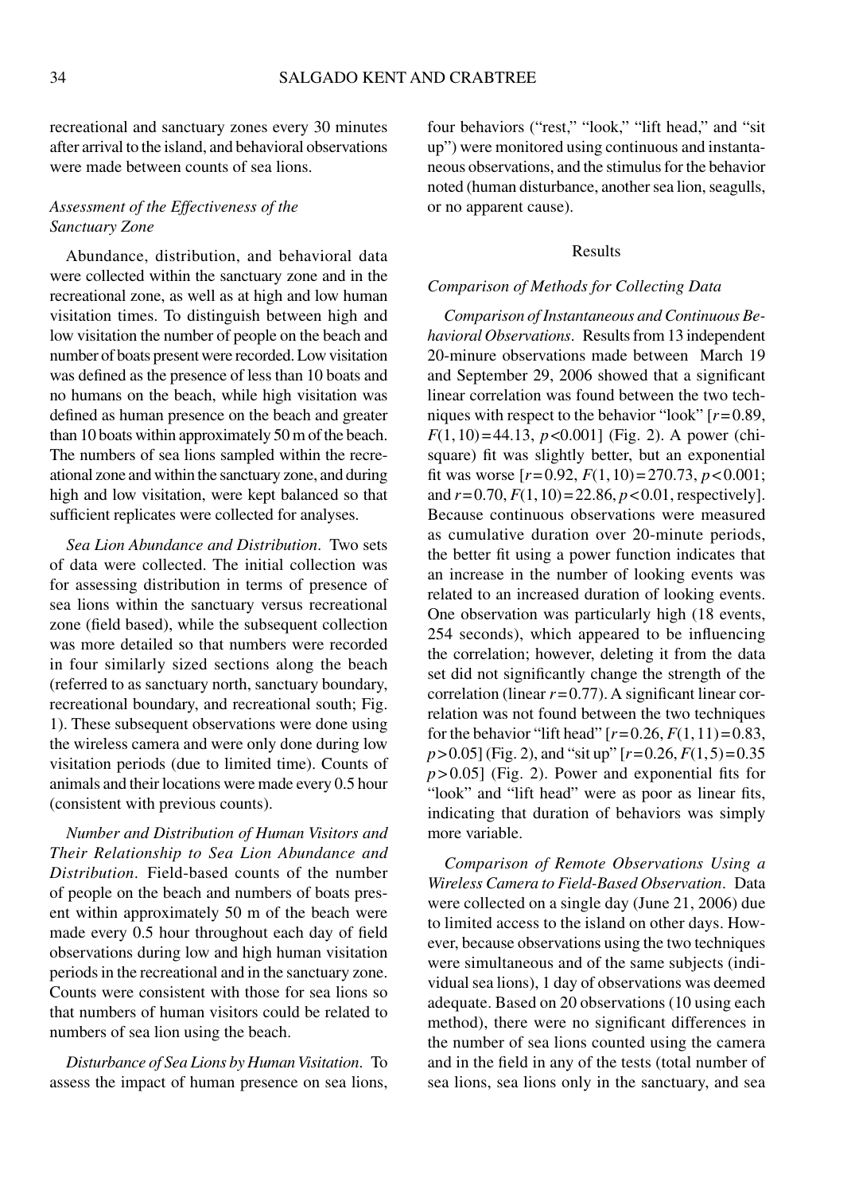recreational and sanctuary zones every 30 minutes after arrival to the island, and behavioral observations were made between counts of sea lions.

### *Assessment of the Effectiveness of the Sanctuary Zone*

Abundance, distribution, and behavioral data were collected within the sanctuary zone and in the recreational zone, as well as at high and low human visitation times. To distinguish between high and low visitation the number of people on the beach and number of boats present were recorded. Low visitation was defined as the presence of less than 10 boats and no humans on the beach, while high visitation was defined as human presence on the beach and greater than 10 boats within approximately 50 m of the beach. The numbers of sea lions sampled within the recreational zone and within the sanctuary zone, and during high and low visitation, were kept balanced so that sufficient replicates were collected for analyses.

*Sea Lion Abundance and Distribution*. Two sets of data were collected. The initial collection was for assessing distribution in terms of presence of sea lions within the sanctuary versus recreational zone (field based), while the subsequent collection was more detailed so that numbers were recorded in four similarly sized sections along the beach (referred to as sanctuary north, sanctuary boundary, recreational boundary, and recreational south; Fig. 1). These subsequent observations were done using the wireless camera and were only done during low visitation periods (due to limited time). Counts of animals and their locations were made every 0.5 hour (consistent with previous counts).

*Number and Distribution of Human Visitors and Their Relationship to Sea Lion Abundance and Distribution*. Field-based counts of the number of people on the beach and numbers of boats present within approximately 50 m of the beach were made every 0.5 hour throughout each day of field observations during low and high human visitation periods in the recreational and in the sanctuary zone. Counts were consistent with those for sea lions so that numbers of human visitors could be related to numbers of sea lion using the beach.

*Disturbance of Sea Lions by Human Visitation*. To assess the impact of human presence on sea lions, four behaviors ("rest," "look," "lift head," and "sit up") were monitored using continuous and instantaneous observations, and the stimulus for the behavior noted (human disturbance, another sea lion, seagulls, or no apparent cause).

## Results

### *Comparison of Methods for Collecting Data*

*Comparison of Instantaneous and Continuous Behavioral Observations*. Results from 13 independent 20-minure observations made between March 19 and September 29, 2006 showed that a significant linear correlation was found between the two techniques with respect to the behavior "look" [$r=0.89$, $F(1,10)=44.13$, $p<0.001$] (Fig. 2). A power (chi-square) fit was slightly better, but an exponential fit was worse [$r=0.92$, $F(1,10)=270.73$, $p<0.001$; and $r=0.70$, $F(1,10)=22.86$, $p<0.01$, respectively]. Because continuous observations were measured as cumulative duration over 20-minute periods, the better fit using a power function indicates that an increase in the number of looking events was related to an increased duration of looking events. One observation was particularly high (18 events, 254 seconds), which appeared to be influencing the correlation; however, deleting it from the data set did not significantly change the strength of the correlation (linear $r=0.77$). A significant linear correlation was not found between the two techniques for the behavior "lift head" [$r=0.26$, $F(1,11)=0.83$, $p>0.05$] (Fig. 2), and "sit up" [$r=0.26$, $F(1,5)=0.35$ $p>0.05$] (Fig. 2). Power and exponential fits for "look" and "lift head" were as poor as linear fits, indicating that duration of behaviors was simply more variable.

*Comparison of Remote Observations Using a Wireless Camera to Field-Based Observation*. Data were collected on a single day (June 21, 2006) due to limited access to the island on other days. However, because observations using the two techniques were simultaneous and of the same subjects (individual sea lions), 1 day of observations was deemed adequate. Based on 20 observations (10 using each method), there were no significant differences in the number of sea lions counted using the camera and in the field in any of the tests (total number of sea lions, sea lions only in the sanctuary, and sea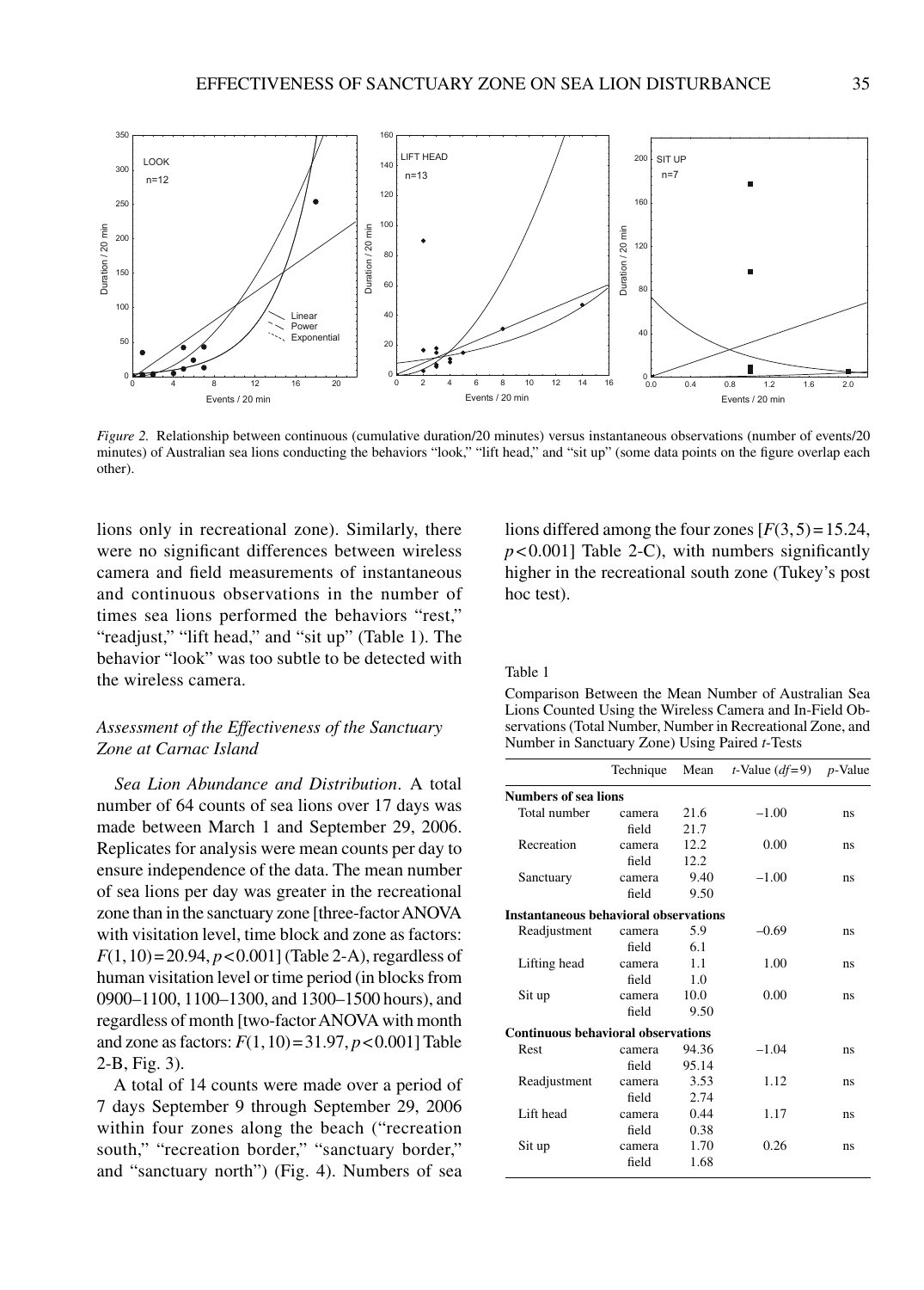*Figure 2.* Relationship between continuous (cumulative duration/20 minutes) versus instantaneous observations (number of events/20 minutes) of Australian sea lions conducting the behaviors "look," "lift head," and "sit up" (some data points on the figure overlap each other).

lions only in recreational zone). Similarly, there were no significant differences between wireless camera and field measurements of instantaneous and continuous observations in the number of times sea lions performed the behaviors "rest," "readjust," "lift head," and "sit up" (Table 1). The behavior "look" was too subtle to be detected with the wireless camera.

### *Assessment of the Effectiveness of the Sanctuary Zone at Carnac Island*

*Sea Lion Abundance and Distribution*. A total number of 64 counts of sea lions over 17 days was made between March 1 and September 29, 2006. Replicates for analysis were mean counts per day to ensure independence of the data. The mean number of sea lions per day was greater in the recreational zone than in the sanctuary zone [three-factor ANOVA with visitation level, time block and zone as factors: $F(1, 10) = 20.94$, $p < 0.001$] (Table 2-A), regardless of human visitation level or time period (in blocks from 0900–1100, 1100–1300, and 1300–1500 hours), and regardless of month [two-factor ANOVA with month and zone as factors: $F(1, 10) = 31.97$, $p < 0.001$] Table 2-B, Fig. 3).

A total of 14 counts were made over a period of 7 days September 9 through September 29, 2006 within four zones along the beach ("recreation south," "recreation border," "sanctuary border," and "sanctuary north") (Fig. 4). Numbers of sea lions differed among the four zones [$F(3, 5) = 15.24$, $p < 0.001$] Table 2-C), with numbers significantly higher in the recreational south zone (Tukey's post hoc test).

Table 1

Comparison Between the Mean Number of Australian Sea Lions Counted Using the Wireless Camera and In-Field Observations (Total Number, Number in Recreational Zone, and Number in Sanctuary Zone) Using Paired *t*-Tests

| | Technique | Mean | *t*-Value ($df = 9$) | *p*-Value |
|---|---|---|---|---|
| **Numbers of sea lions** | | | | |
| Total number | camera | 21.6 | −1.00 | ns |
| | field | 21.7 | | |
| Recreation | camera | 12.2 | 0.00 | ns |
| | field | 12.2 | | |
| Sanctuary | camera | 9.40 | −1.00 | ns |
| | field | 9.50 | | |
| **Instantaneous behavioral observations** | | | | |
| Readjustment | camera | 5.9 | −0.69 | ns |
| | field | 6.1 | | |
| Lifting head | camera | 1.1 | 1.00 | ns |
| | field | 1.0 | | |
| Sit up | camera | 10.0 | 0.00 | ns |
| | field | 9.50 | | |
| **Continuous behavioral observations** | | | | |
| Rest | camera | 94.36 | −1.04 | ns |
| | field | 95.14 | | |
| Readjustment | camera | 3.53 | 1.12 | ns |
| | field | 2.74 | | |
| Lift head | camera | 0.44 | 1.17 | ns |
| | field | 0.38 | | |
| Sit up | camera | 1.70 | 0.26 | ns |
| | field | 1.68 | | |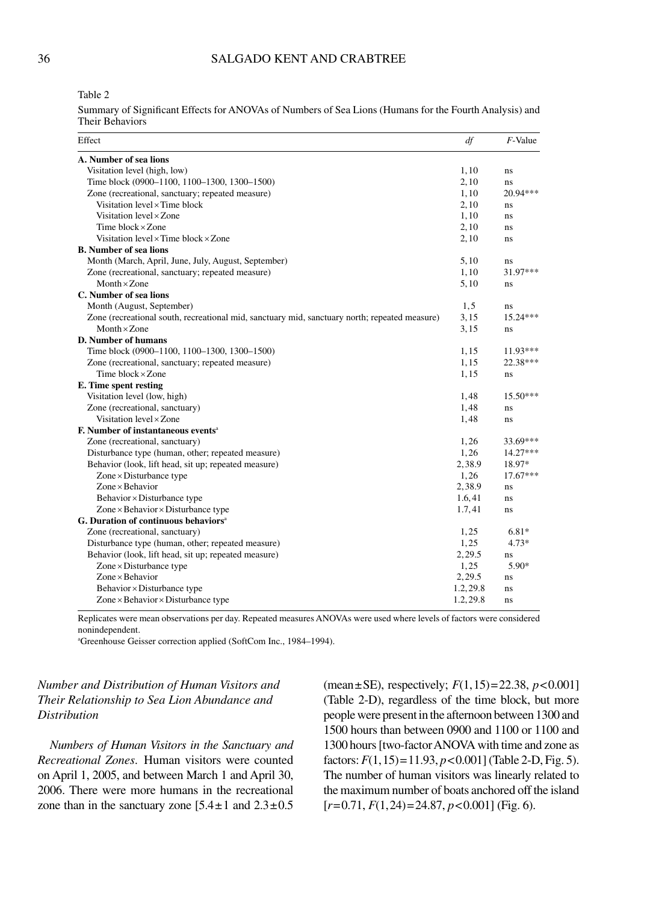Table 2

Summary of Significant Effects for ANOVAs of Numbers of Sea Lions (Humans for the Fourth Analysis) and Their Behaviors

| Effect | *df* | *F*-Value |
|---|---|---|
| **A. Number of sea lions** | | |
| Visitation level (high, low) | 1, 10 | ns |
| Time block (0900–1100, 1100–1300, 1300–1500) | 2, 10 | ns |
| Zone (recreational, sanctuary; repeated measure) | 1, 10 | 20.94*** |
| Visitation level × Time block | 2, 10 | ns |
| Visitation level × Zone | 1, 10 | ns |
| Time block × Zone | 2, 10 | ns |
| Visitation level × Time block × Zone | 2, 10 | ns |
| **B. Number of sea lions** | | |
| Month (March, April, June, July, August, September) | 5, 10 | ns |
| Zone (recreational, sanctuary; repeated measure) | 1, 10 | 31.97*** |
| Month × Zone | 5, 10 | ns |
| **C. Number of sea lions** | | |
| Month (August, September) | 1, 5 | ns |
| Zone (recreational south, recreational mid, sanctuary mid, sanctuary north; repeated measure) | 3, 15 | 15.24*** |
| Month × Zone | 3, 15 | ns |
| **D. Number of humans** | | |
| Time block (0900–1100, 1100–1300, 1300–1500) | 1, 15 | 11.93*** |
| Zone (recreational, sanctuary; repeated measure) | 1, 15 | 22.38*** |
| Time block × Zone | 1, 15 | ns |
| **E. Time spent resting** | | |
| Visitation level (low, high) | 1, 48 | 15.50*** |
| Zone (recreational, sanctuary) | 1, 48 | ns |
| Visitation level × Zone | 1, 48 | ns |
| **F. Number of instantaneous events**[a] | | |
| Zone (recreational, sanctuary) | 1, 26 | 33.69*** |
| Disturbance type (human, other; repeated measure) | 1, 26 | 14.27*** |
| Behavior (look, lift head, sit up; repeated measure) | 2, 38.9 | 18.97* |
| Zone × Disturbance type | 1, 26 | 17.67*** |
| Zone × Behavior | 2, 38.9 | ns |
| Behavior × Disturbance type | 1.6, 41 | ns |
| Zone × Behavior × Disturbance type | 1.7, 41 | ns |
| **G. Duration of continuous behaviors**[a] | | |
| Zone (recreational, sanctuary) | 1, 25 | 6.81* |
| Disturbance type (human, other; repeated measure) | 1, 25 | 4.73* |
| Behavior (look, lift head, sit up; repeated measure) | 2, 29.5 | ns |
| Zone × Disturbance type | 1, 25 | 5.90* |
| Zone × Behavior | 2, 29.5 | ns |
| Behavior × Disturbance type | 1.2, 29.8 | ns |
| Zone × Behavior × Disturbance type | 1.2, 29.8 | ns |

Replicates were mean observations per day. Repeated measures ANOVAs were used where levels of factors were considered nonindependent.

[a]Greenhouse Geisser correction applied (SoftCom Inc., 1984–1994).

### *Number and Distribution of Human Visitors and Their Relationship to Sea Lion Abundance and Distribution*

*Numbers of Human Visitors in the Sanctuary and Recreational Zones*. Human visitors were counted on April 1, 2005, and between March 1 and April 30, 2006. There were more humans in the recreational zone than in the sanctuary zone [$5.4 \pm 1$ and $2.3 \pm 0.5$ (mean ± SE), respectively; $F(1,15) = 22.38$, $p < 0.001$] (Table 2-D), regardless of the time block, but more people were present in the afternoon between 1300 and 1500 hours than between 0900 and 1100 or 1100 and 1300 hours [two-factor ANOVA with time and zone as factors: $F(1,15) = 11.93$, $p < 0.001$] (Table 2-D, Fig. 5). The number of human visitors was linearly related to the maximum number of boats anchored off the island [$r = 0.71$, $F(1,24) = 24.87$, $p < 0.001$] (Fig. 6).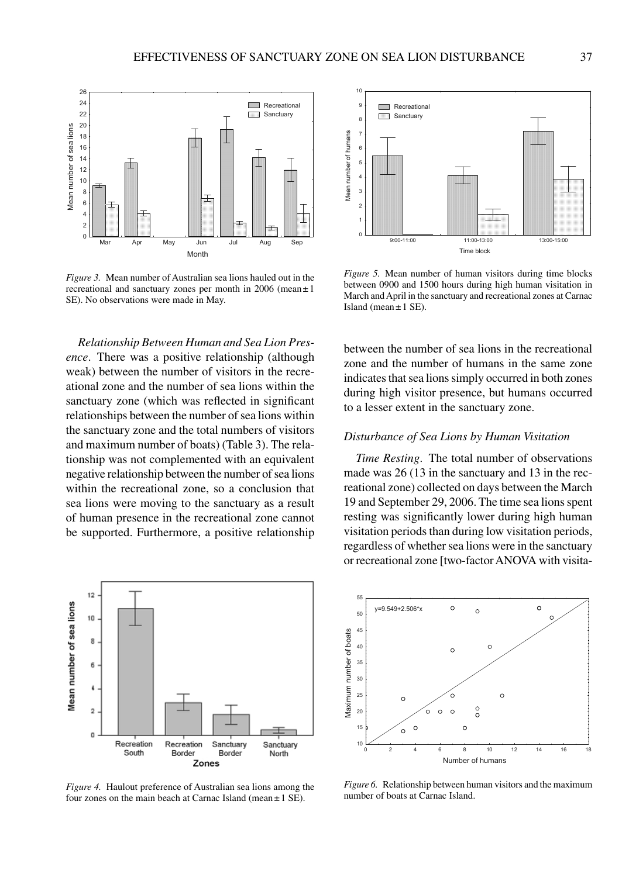*Figure 3.* Mean number of Australian sea lions hauled out in the recreational and sanctuary zones per month in 2006 (mean ± 1 SE). No observations were made in May.

*Figure 5.* Mean number of human visitors during time blocks between 0900 and 1500 hours during high human visitation in March and April in the sanctuary and recreational zones at Carnac Island (mean ± 1 SE).

*Relationship Between Human and Sea Lion Presence*. There was a positive relationship (although weak) between the number of visitors in the recreational zone and the number of sea lions within the sanctuary zone (which was reflected in significant relationships between the number of sea lions within the sanctuary zone and the total numbers of visitors and maximum number of boats) (Table 3). The relationship was not complemented with an equivalent negative relationship between the number of sea lions within the recreational zone, so a conclusion that sea lions were moving to the sanctuary as a result of human presence in the recreational zone cannot be supported. Furthermore, a positive relationship between the number of sea lions in the recreational zone and the number of humans in the same zone indicates that sea lions simply occurred in both zones during high visitor presence, but humans occurred to a lesser extent in the sanctuary zone.

### Disturbance of Sea Lions by Human Visitation

*Time Resting*. The total number of observations made was 26 (13 in the sanctuary and 13 in the recreational zone) collected on days between the March 19 and September 29, 2006. The time sea lions spent resting was significantly lower during high human visitation periods than during low visitation periods, regardless of whether sea lions were in the sanctuary or recreational zone [two-factor ANOVA with visita-

*Figure 4.* Haulout preference of Australian sea lions among the four zones on the main beach at Carnac Island (mean ± 1 SE).

*Figure 6.* Relationship between human visitors and the maximum number of boats at Carnac Island.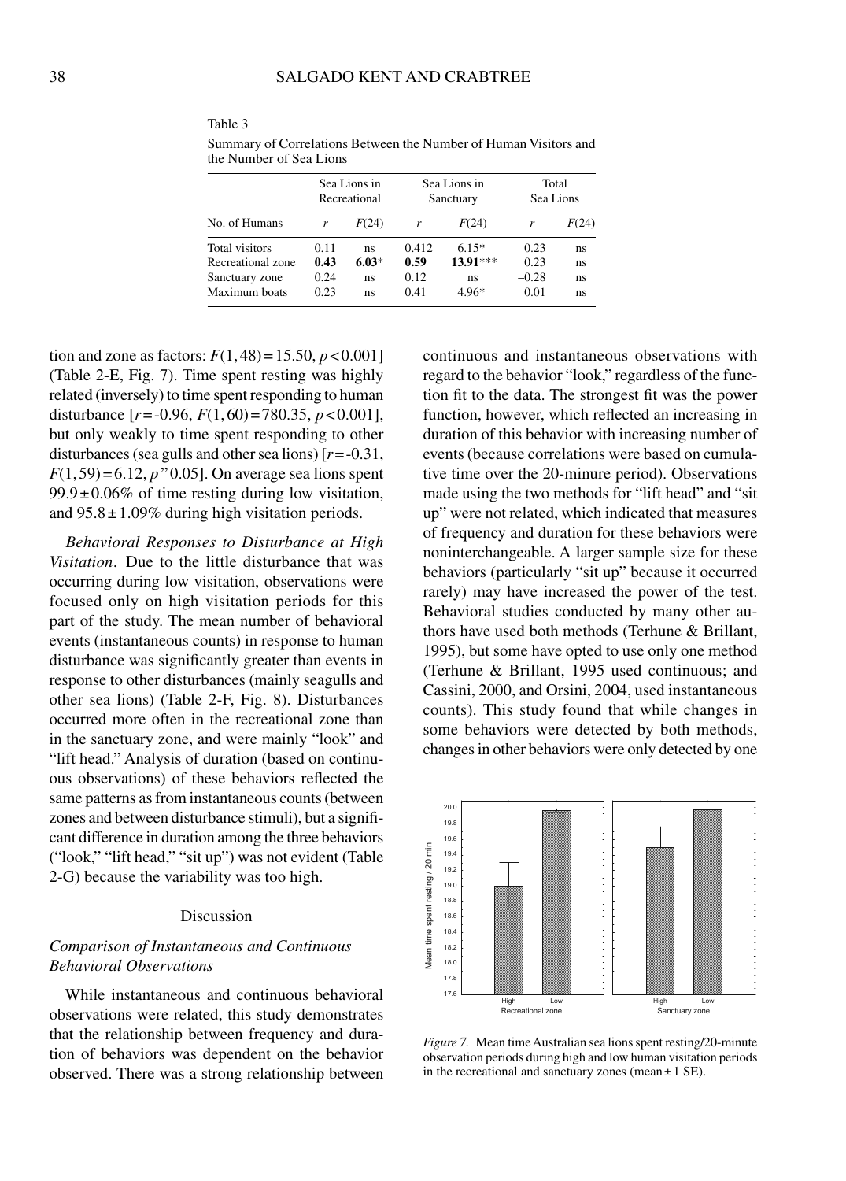Table 3
Summary of Correlations Between the Number of Human Visitors and the Number of Sea Lions

| | Sea Lions in Recreational | | Sea Lions in Sanctuary | | Total Sea Lions | |
|---|---|---|---|---|---|---|
| No. of Humans | $r$ | $F(24)$ | $r$ | $F(24)$ | $r$ | $F(24)$ |
| Total visitors | 0.11 | ns | 0.412 | 6.15* | 0.23 | ns |
| Recreational zone | **0.43** | **6.03*** | **0.59** | **13.91***** | 0.23 | ns |
| Sanctuary zone | 0.24 | ns | 0.12 | ns | −0.28 | ns |
| Maximum boats | 0.23 | ns | 0.41 | 4.96* | 0.01 | ns |

tion and zone as factors: $F(1,48) = 15.50$, $p < 0.001$] (Table 2-E, Fig. 7). Time spent resting was highly related (inversely) to time spent responding to human disturbance [$r = -0.96$, $F(1,60) = 780.35$, $p < 0.001$], but only weakly to time spent responding to other disturbances (sea gulls and other sea lions) [$r = -0.31$, $F(1,59) = 6.12$, $p$" 0.05]. On average sea lions spent $99.9 \pm 0.06\%$ of time resting during low visitation, and $95.8 \pm 1.09\%$ during high visitation periods.

*Behavioral Responses to Disturbance at High Visitation*. Due to the little disturbance that was occurring during low visitation, observations were focused only on high visitation periods for this part of the study. The mean number of behavioral events (instantaneous counts) in response to human disturbance was significantly greater than events in response to other disturbances (mainly seagulls and other sea lions) (Table 2-F, Fig. 8). Disturbances occurred more often in the recreational zone than in the sanctuary zone, and were mainly "look" and "lift head." Analysis of duration (based on continuous observations) of these behaviors reflected the same patterns as from instantaneous counts (between zones and between disturbance stimuli), but a significant difference in duration among the three behaviors ("look," "lift head," "sit up") was not evident (Table 2-G) because the variability was too high.

## Discussion

### *Comparison of Instantaneous and Continuous Behavioral Observations*

While instantaneous and continuous behavioral observations were related, this study demonstrates that the relationship between frequency and duration of behaviors was dependent on the behavior observed. There was a strong relationship between continuous and instantaneous observations with regard to the behavior "look," regardless of the function fit to the data. The strongest fit was the power function, however, which reflected an increasing in duration of this behavior with increasing number of events (because correlations were based on cumulative time over the 20-minure period). Observations made using the two methods for "lift head" and "sit up" were not related, which indicated that measures of frequency and duration for these behaviors were noninterchangeable. A larger sample size for these behaviors (particularly "sit up" because it occurred rarely) may have increased the power of the test. Behavioral studies conducted by many other authors have used both methods (Terhune & Brillant, 1995), but some have opted to use only one method (Terhune & Brillant, 1995 used continuous; and Cassini, 2000, and Orsini, 2004, used instantaneous counts). This study found that while changes in some behaviors were detected by both methods, changes in other behaviors were only detected by one

*Figure 7.* Mean time Australian sea lions spent resting/20-minute observation periods during high and low human visitation periods in the recreational and sanctuary zones (mean ± 1 SE).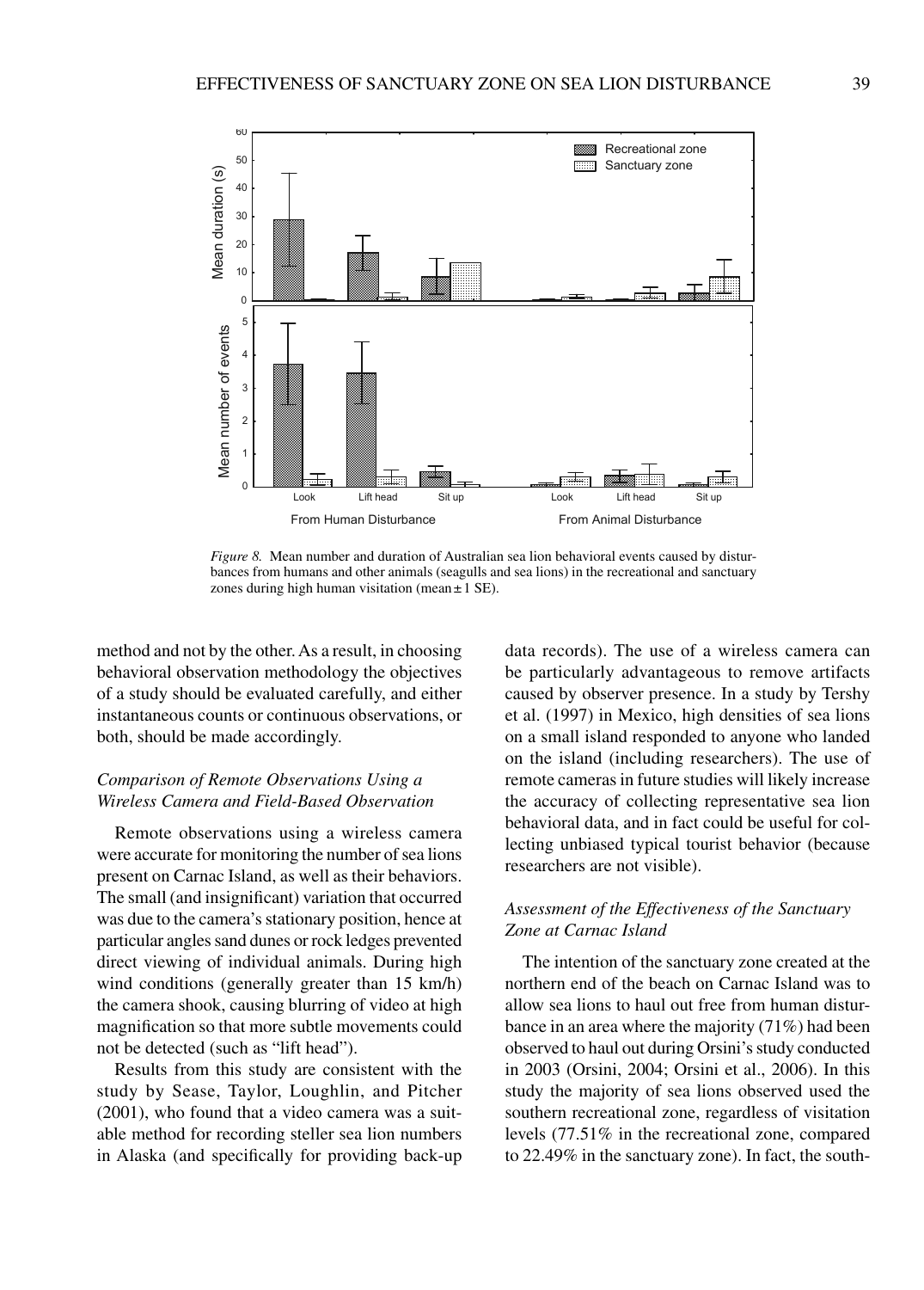60

50

40

30

20

10

0

Mean duration (s)

Recreational zone

Sanctuary zone

5

4

3

2

1

0

Mean number of events

Look

Lift head

Sit up

Look

Lift head

Sit up

From Human Disturbance

From Animal Disturbance

*Figure 8.* Mean number and duration of Australian sea lion behavioral events caused by disturbances from humans and other animals (seagulls and sea lions) in the recreational and sanctuary zones during high human visitation (mean ± 1 SE).

method and not by the other. As a result, in choosing behavioral observation methodology the objectives of a study should be evaluated carefully, and either instantaneous counts or continuous observations, or both, should be made accordingly.

### *Comparison of Remote Observations Using a Wireless Camera and Field-Based Observation*

Remote observations using a wireless camera were accurate for monitoring the number of sea lions present on Carnac Island, as well as their behaviors. The small (and insignificant) variation that occurred was due to the camera's stationary position, hence at particular angles sand dunes or rock ledges prevented direct viewing of individual animals. During high wind conditions (generally greater than 15 km/h) the camera shook, causing blurring of video at high magnification so that more subtle movements could not be detected (such as "lift head").

Results from this study are consistent with the study by Sease, Taylor, Loughlin, and Pitcher (2001), who found that a video camera was a suitable method for recording steller sea lion numbers in Alaska (and specifically for providing back-up data records). The use of a wireless camera can be particularly advantageous to remove artifacts caused by observer presence. In a study by Tershy et al. (1997) in Mexico, high densities of sea lions on a small island responded to anyone who landed on the island (including researchers). The use of remote cameras in future studies will likely increase the accuracy of collecting representative sea lion behavioral data, and in fact could be useful for collecting unbiased typical tourist behavior (because researchers are not visible).

### *Assessment of the Effectiveness of the Sanctuary Zone at Carnac Island*

The intention of the sanctuary zone created at the northern end of the beach on Carnac Island was to allow sea lions to haul out free from human disturbance in an area where the majority (71%) had been observed to haul out during Orsini's study conducted in 2003 (Orsini, 2004; Orsini et al., 2006). In this study the majority of sea lions observed used the southern recreational zone, regardless of visitation levels (77.51% in the recreational zone, compared to 22.49% in the sanctuary zone). In fact, the south-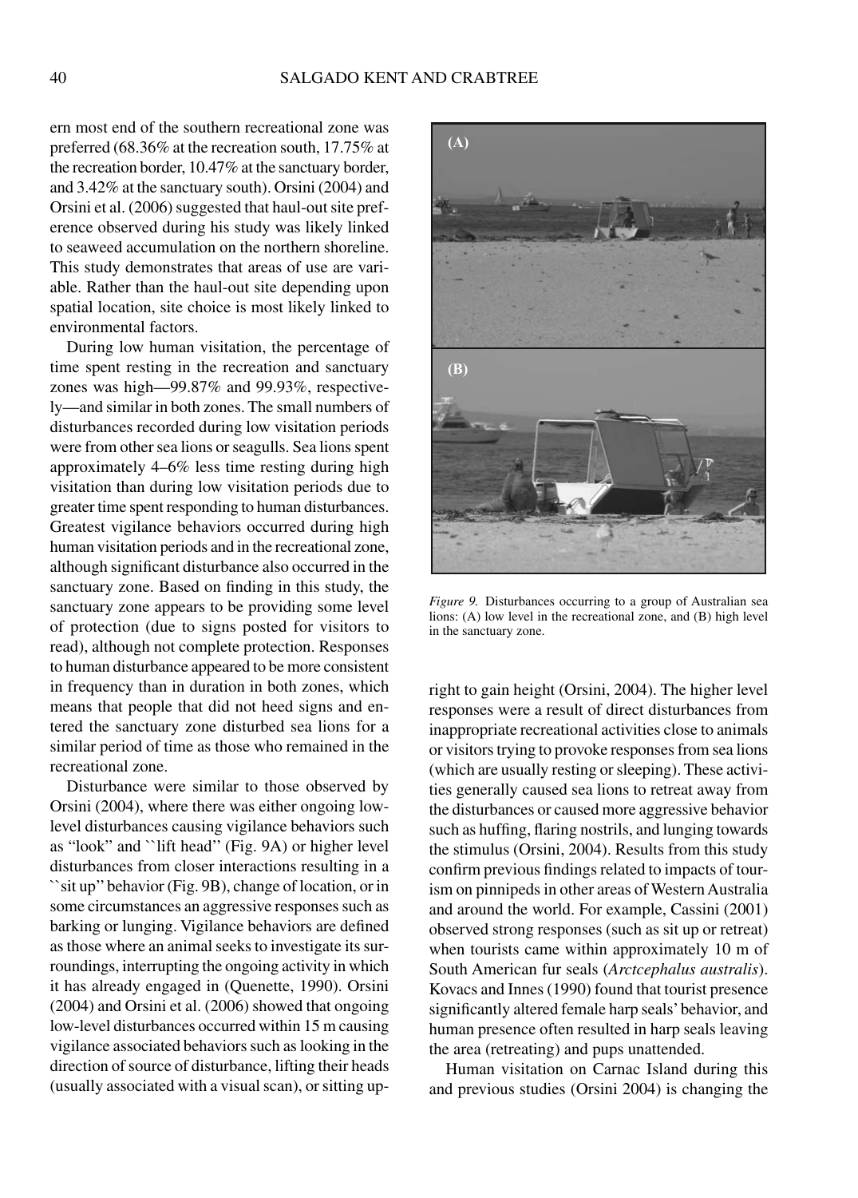ern most end of the southern recreational zone was preferred (68.36% at the recreation south, 17.75% at the recreation border, 10.47% at the sanctuary border, and 3.42% at the sanctuary south). Orsini (2004) and Orsini et al. (2006) suggested that haul-out site preference observed during his study was likely linked to seaweed accumulation on the northern shoreline. This study demonstrates that areas of use are variable. Rather than the haul-out site depending upon spatial location, site choice is most likely linked to environmental factors.

During low human visitation, the percentage of time spent resting in the recreation and sanctuary zones was high—99.87% and 99.93%, respectively—and similar in both zones. The small numbers of disturbances recorded during low visitation periods were from other sea lions or seagulls. Sea lions spent approximately 4–6% less time resting during high visitation than during low visitation periods due to greater time spent responding to human disturbances. Greatest vigilance behaviors occurred during high human visitation periods and in the recreational zone, although significant disturbance also occurred in the sanctuary zone. Based on finding in this study, the sanctuary zone appears to be providing some level of protection (due to signs posted for visitors to read), although not complete protection. Responses to human disturbance appeared to be more consistent in frequency than in duration in both zones, which means that people that did not heed signs and entered the sanctuary zone disturbed sea lions for a similar period of time as those who remained in the recreational zone.

Disturbance were similar to those observed by Orsini (2004), where there was either ongoing low-level disturbances causing vigilance behaviors such as "look" and ``lift head'' (Fig. 9A) or higher level disturbances from closer interactions resulting in a ``sit up'' behavior (Fig. 9B), change of location, or in some circumstances an aggressive responses such as barking or lunging. Vigilance behaviors are defined as those where an animal seeks to investigate its surroundings, interrupting the ongoing activity in which it has already engaged in (Quenette, 1990). Orsini (2004) and Orsini et al. (2006) showed that ongoing low-level disturbances occurred within 15 m causing vigilance associated behaviors such as looking in the direction of source of disturbance, lifting their heads (usually associated with a visual scan), or sitting upright to gain height (Orsini, 2004). The higher level responses were a result of direct disturbances from inappropriate recreational activities close to animals or visitors trying to provoke responses from sea lions (which are usually resting or sleeping). These activities generally caused sea lions to retreat away from the disturbances or caused more aggressive behavior such as huffing, flaring nostrils, and lunging towards the stimulus (Orsini, 2004). Results from this study confirm previous findings related to impacts of tourism on pinnipeds in other areas of Western Australia and around the world. For example, Cassini (2001) observed strong responses (such as sit up or retreat) when tourists came within approximately 10 m of South American fur seals (*Arctcephalus australis*). Kovacs and Innes (1990) found that tourist presence significantly altered female harp seals' behavior, and human presence often resulted in harp seals leaving the area (retreating) and pups unattended.

*Figure 9.* Disturbances occurring to a group of Australian sea lions: (A) low level in the recreational zone, and (B) high level in the sanctuary zone.

Human visitation on Carnac Island during this and previous studies (Orsini 2004) is changing the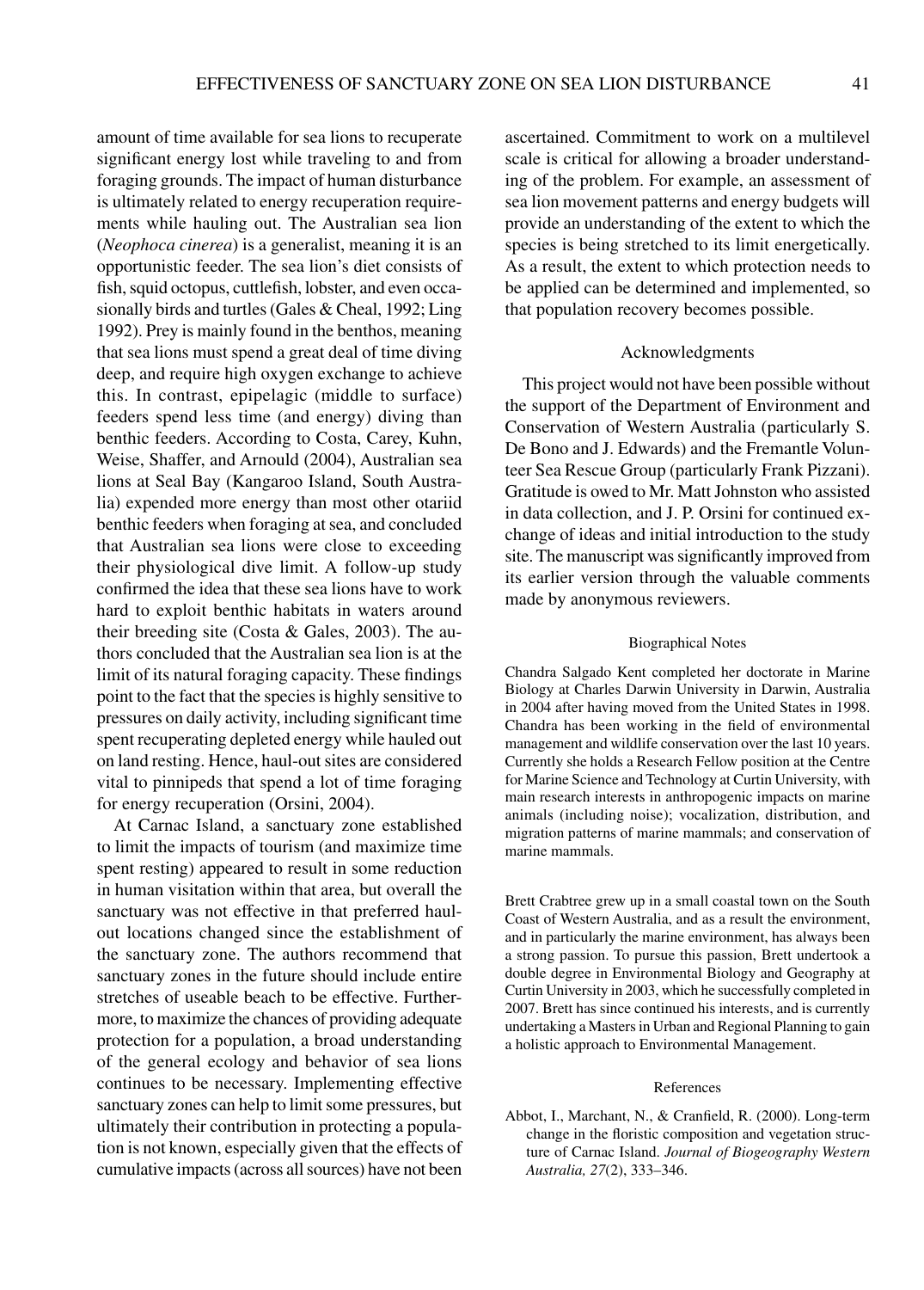amount of time available for sea lions to recuperate significant energy lost while traveling to and from foraging grounds. The impact of human disturbance is ultimately related to energy recuperation requirements while hauling out. The Australian sea lion (*Neophoca cinerea*) is a generalist, meaning it is an opportunistic feeder. The sea lion's diet consists of fish, squid octopus, cuttlefish, lobster, and even occasionally birds and turtles (Gales & Cheal, 1992; Ling 1992). Prey is mainly found in the benthos, meaning that sea lions must spend a great deal of time diving deep, and require high oxygen exchange to achieve this. In contrast, epipelagic (middle to surface) feeders spend less time (and energy) diving than benthic feeders. According to Costa, Carey, Kuhn, Weise, Shaffer, and Arnould (2004), Australian sea lions at Seal Bay (Kangaroo Island, South Australia) expended more energy than most other otariid benthic feeders when foraging at sea, and concluded that Australian sea lions were close to exceeding their physiological dive limit. A follow-up study confirmed the idea that these sea lions have to work hard to exploit benthic habitats in waters around their breeding site (Costa & Gales, 2003). The authors concluded that the Australian sea lion is at the limit of its natural foraging capacity. These findings point to the fact that the species is highly sensitive to pressures on daily activity, including significant time spent recuperating depleted energy while hauled out on land resting. Hence, haul-out sites are considered vital to pinnipeds that spend a lot of time foraging for energy recuperation (Orsini, 2004).

At Carnac Island, a sanctuary zone established to limit the impacts of tourism (and maximize time spent resting) appeared to result in some reduction in human visitation within that area, but overall the sanctuary was not effective in that preferred haul-out locations changed since the establishment of the sanctuary zone. The authors recommend that sanctuary zones in the future should include entire stretches of useable beach to be effective. Furthermore, to maximize the chances of providing adequate protection for a population, a broad understanding of the general ecology and behavior of sea lions continues to be necessary. Implementing effective sanctuary zones can help to limit some pressures, but ultimately their contribution in protecting a population is not known, especially given that the effects of cumulative impacts (across all sources) have not been ascertained. Commitment to work on a multilevel scale is critical for allowing a broader understanding of the problem. For example, an assessment of sea lion movement patterns and energy budgets will provide an understanding of the extent to which the species is being stretched to its limit energetically. As a result, the extent to which protection needs to be applied can be determined and implemented, so that population recovery becomes possible.

## Acknowledgments

This project would not have been possible without the support of the Department of Environment and Conservation of Western Australia (particularly S. De Bono and J. Edwards) and the Fremantle Volunteer Sea Rescue Group (particularly Frank Pizzani). Gratitude is owed to Mr. Matt Johnston who assisted in data collection, and J. P. Orsini for continued exchange of ideas and initial introduction to the study site. The manuscript was significantly improved from its earlier version through the valuable comments made by anonymous reviewers.

## Biographical Notes

Chandra Salgado Kent completed her doctorate in Marine Biology at Charles Darwin University in Darwin, Australia in 2004 after having moved from the United States in 1998. Chandra has been working in the field of environmental management and wildlife conservation over the last 10 years. Currently she holds a Research Fellow position at the Centre for Marine Science and Technology at Curtin University, with main research interests in anthropogenic impacts on marine animals (including noise); vocalization, distribution, and migration patterns of marine mammals; and conservation of marine mammals.

Brett Crabtree grew up in a small coastal town on the South Coast of Western Australia, and as a result the environment, and in particularly the marine environment, has always been a strong passion. To pursue this passion, Brett undertook a double degree in Environmental Biology and Geography at Curtin University in 2003, which he successfully completed in 2007. Brett has since continued his interests, and is currently undertaking a Masters in Urban and Regional Planning to gain a holistic approach to Environmental Management.

## References

Abbot, I., Marchant, N., & Cranfield, R. (2000). Long-term change in the floristic composition and vegetation structure of Carnac Island. *Journal of Biogeography Western Australia, 27*(2), 333–346.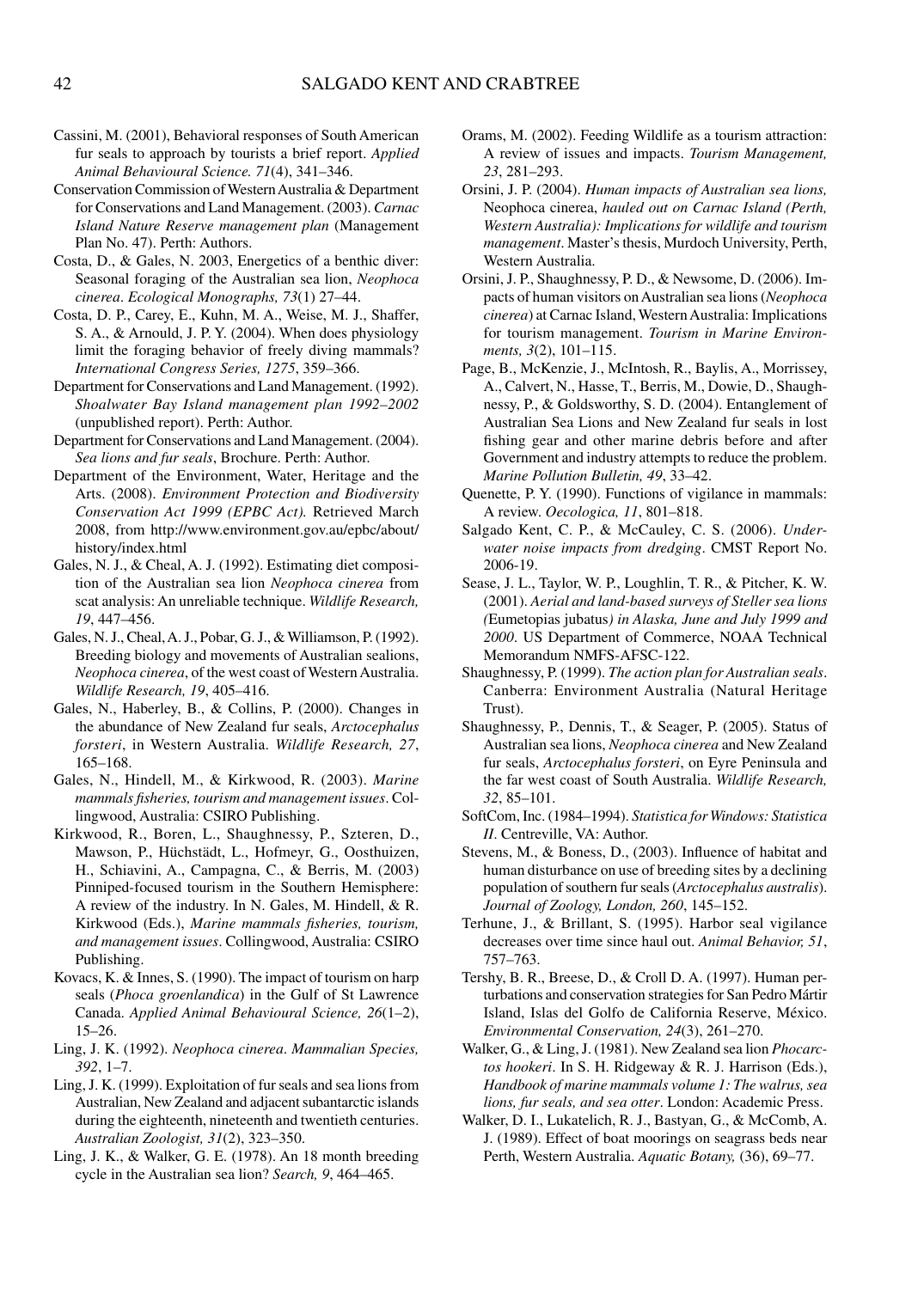Cassini, M. (2001), Behavioral responses of South American fur seals to approach by tourists a brief report. *Applied Animal Behavioural Science. 71*(4), 341–346.

Conservation Commission of Western Australia & Department for Conservations and Land Management. (2003). *Carnac Island Nature Reserve management plan* (Management Plan No. 47). Perth: Authors.

Costa, D., & Gales, N. 2003, Energetics of a benthic diver: Seasonal foraging of the Australian sea lion, *Neophoca cinerea*. *Ecological Monographs, 73*(1) 27–44.

Costa, D. P., Carey, E., Kuhn, M. A., Weise, M. J., Shaffer, S. A., & Arnould, J. P. Y. (2004). When does physiology limit the foraging behavior of freely diving mammals? *International Congress Series, 1275*, 359–366.

Department for Conservations and Land Management. (1992). *Shoalwater Bay Island management plan 1992–2002* (unpublished report). Perth: Author.

Department for Conservations and Land Management. (2004). *Sea lions and fur seals*, Brochure. Perth: Author.

Department of the Environment, Water, Heritage and the Arts. (2008). *Environment Protection and Biodiversity Conservation Act 1999 (EPBC Act).* Retrieved March 2008, from http://www.environment.gov.au/epbc/about/history/index.html

Gales, N. J., & Cheal, A. J. (1992). Estimating diet composition of the Australian sea lion *Neophoca cinerea* from scat analysis: An unreliable technique. *Wildlife Research, 19*, 447–456.

Gales, N. J., Cheal, A. J., Pobar, G. J., & Williamson, P. (1992). Breeding biology and movements of Australian sealions, *Neophoca cinerea*, of the west coast of Western Australia. *Wildlife Research, 19*, 405–416.

Gales, N., Haberley, B., & Collins, P. (2000). Changes in the abundance of New Zealand fur seals, *Arctocephalus forsteri*, in Western Australia. *Wildlife Research, 27*, 165–168.

Gales, N., Hindell, M., & Kirkwood, R. (2003). *Marine mammals fisheries, tourism and management issues*. Collingwood, Australia: CSIRO Publishing.

Kirkwood, R., Boren, L., Shaughnessy, P., Szteren, D., Mawson, P., Hüchstädt, L., Hofmeyr, G., Oosthuizen, H., Schiavini, A., Campagna, C., & Berris, M. (2003) Pinniped-focused tourism in the Southern Hemisphere: A review of the industry. In N. Gales, M. Hindell, & R. Kirkwood (Eds.), *Marine mammals fisheries, tourism, and management issues*. Collingwood, Australia: CSIRO Publishing.

Kovacs, K. & Innes, S. (1990). The impact of tourism on harp seals (*Phoca groenlandica*) in the Gulf of St Lawrence Canada. *Applied Animal Behavioural Science, 26*(1–2), 15–26.

Ling, J. K. (1992). *Neophoca cinerea*. *Mammalian Species, 392*, 1–7.

Ling, J. K. (1999). Exploitation of fur seals and sea lions from Australian, New Zealand and adjacent subantarctic islands during the eighteenth, nineteenth and twentieth centuries. *Australian Zoologist, 31*(2), 323–350.

Ling, J. K., & Walker, G. E. (1978). An 18 month breeding cycle in the Australian sea lion? *Search, 9*, 464–465.

Orams, M. (2002). Feeding Wildlife as a tourism attraction: A review of issues and impacts. *Tourism Management, 23*, 281–293.

Orsini, J. P. (2004). *Human impacts of Australian sea lions,* Neophoca cinerea, *hauled out on Carnac Island (Perth, Western Australia): Implications for wildlife and tourism management*. Master's thesis, Murdoch University, Perth, Western Australia.

Orsini, J. P., Shaughnessy, P. D., & Newsome, D. (2006). Impacts of human visitors on Australian sea lions (*Neophoca cinerea*) at Carnac Island, Western Australia: Implications for tourism management. *Tourism in Marine Environments, 3*(2), 101–115.

Page, B., McKenzie, J., McIntosh, R., Baylis, A., Morrissey, A., Calvert, N., Hasse, T., Berris, M., Dowie, D., Shaughnessy, P., & Goldsworthy, S. D. (2004). Entanglement of Australian Sea Lions and New Zealand fur seals in lost fishing gear and other marine debris before and after Government and industry attempts to reduce the problem. *Marine Pollution Bulletin, 49*, 33–42.

Quenette, P. Y. (1990). Functions of vigilance in mammals: A review. *Oecologica, 11*, 801–818.

Salgado Kent, C. P., & McCauley, C. S. (2006). *Underwater noise impacts from dredging*. CMST Report No. 2006-19.

Sease, J. L., Taylor, W. P., Loughlin, T. R., & Pitcher, K. W. (2001). *Aerial and land-based surveys of Steller sea lions (*Eumetopias jubatus*) in Alaska, June and July 1999 and 2000*. US Department of Commerce, NOAA Technical Memorandum NMFS-AFSC-122.

Shaughnessy, P. (1999). *The action plan for Australian seals*. Canberra: Environment Australia (Natural Heritage Trust).

Shaughnessy, P., Dennis, T., & Seager, P. (2005). Status of Australian sea lions, *Neophoca cinerea* and New Zealand fur seals, *Arctocephalus forsteri*, on Eyre Peninsula and the far west coast of South Australia. *Wildlife Research, 32*, 85–101.

SoftCom, Inc. (1984–1994). *Statistica for Windows: Statistica II*. Centreville, VA: Author.

Stevens, M., & Boness, D., (2003). Influence of habitat and human disturbance on use of breeding sites by a declining population of southern fur seals (*Arctocephalus australis*). *Journal of Zoology, London, 260*, 145–152.

Terhune, J., & Brillant, S. (1995). Harbor seal vigilance decreases over time since haul out. *Animal Behavior, 51*, 757–763.

Tershy, B. R., Breese, D., & Croll D. A. (1997). Human perturbations and conservation strategies for San Pedro Mártir Island, Islas del Golfo de California Reserve, México. *Environmental Conservation, 24*(3), 261–270.

Walker, G., & Ling, J. (1981). New Zealand sea lion *Phocarctos hookeri*. In S. H. Ridgeway & R. J. Harrison (Eds.), *Handbook of marine mammals volume 1: The walrus, sea lions, fur seals, and sea otter*. London: Academic Press.

Walker, D. I., Lukatelich, R. J., Bastyan, G., & McComb, A. J. (1989). Effect of boat moorings on seagrass beds near Perth, Western Australia. *Aquatic Botany,* (36), 69–77.